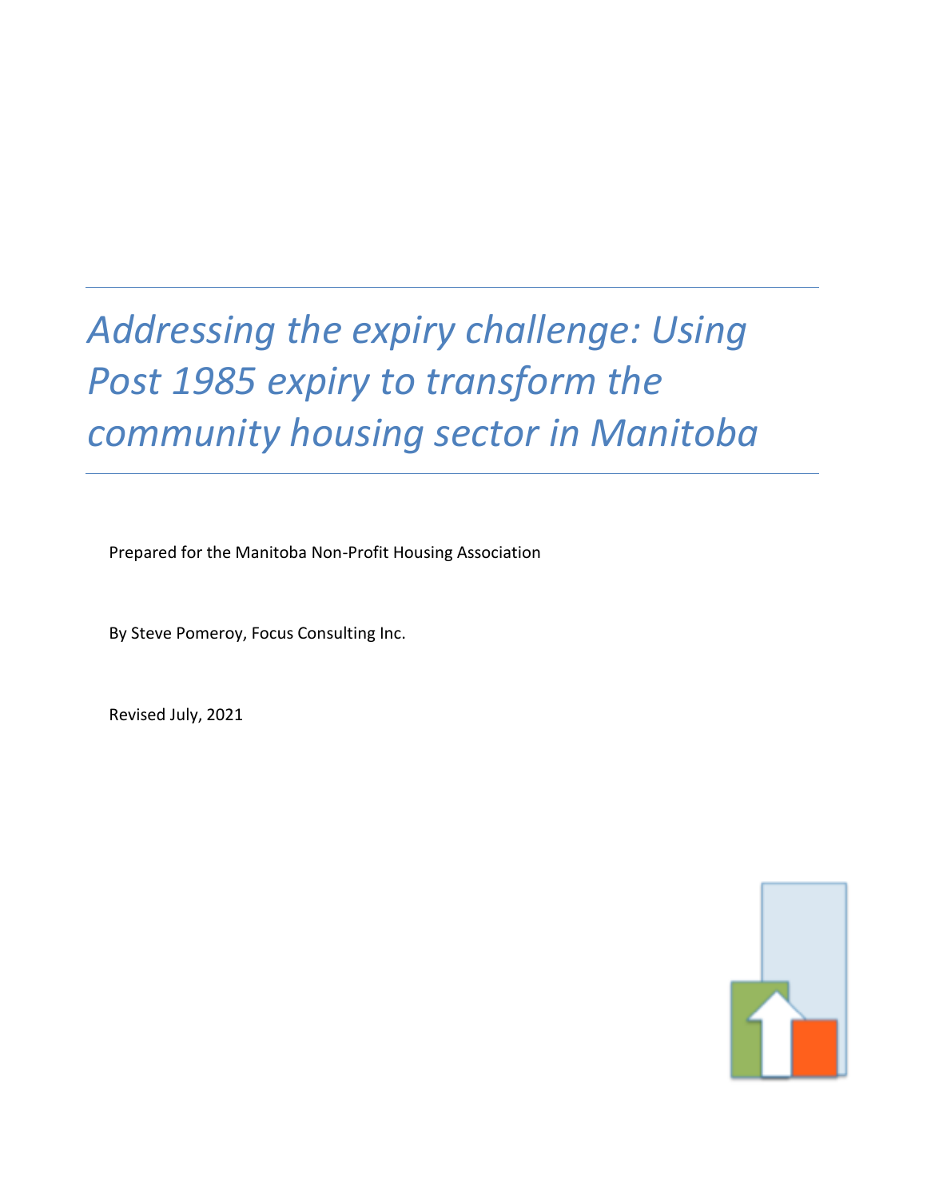# *Addressing the expiry challenge: Using Post 1985 expiry to transform the community housing sector in Manitoba*

Prepared for the Manitoba Non-Profit Housing Association

By Steve Pomeroy, Focus Consulting Inc.

Revised July, 2021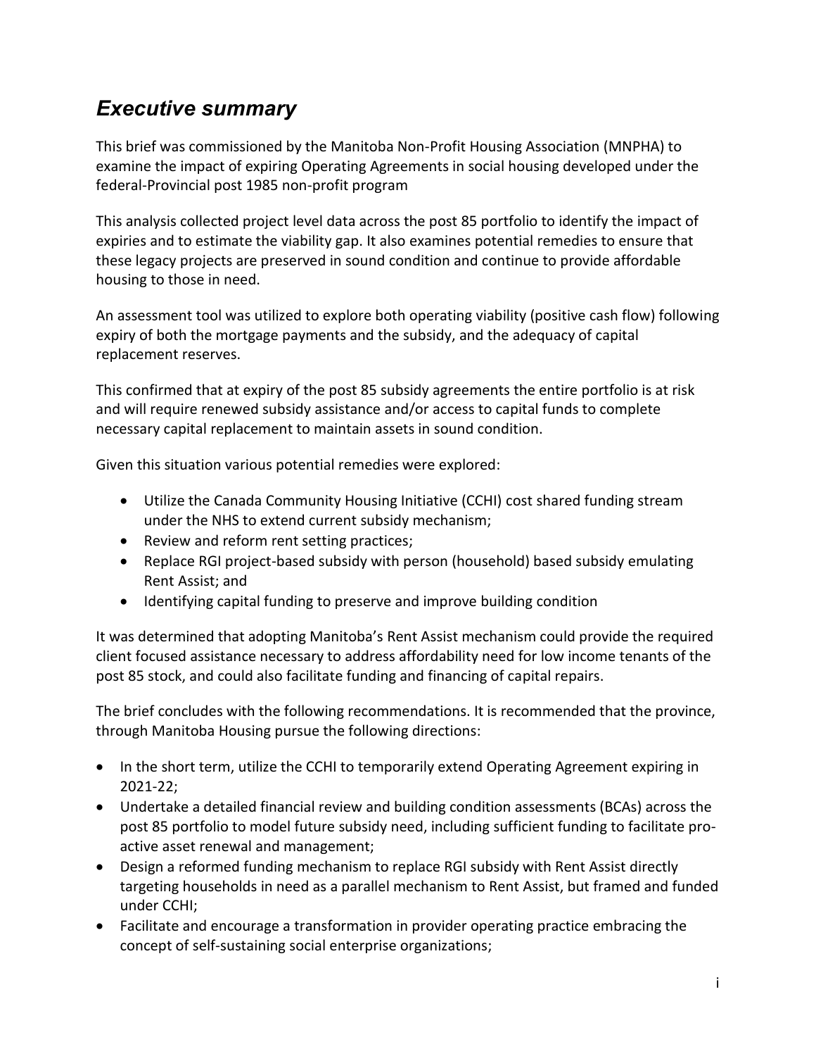# *Executive summary*

This brief was commissioned by the Manitoba Non-Profit Housing Association (MNPHA) to examine the impact of expiring Operating Agreements in social housing developed under the federal-Provincial post 1985 non-profit program

This analysis collected project level data across the post 85 portfolio to identify the impact of expiries and to estimate the viability gap. It also examines potential remedies to ensure that these legacy projects are preserved in sound condition and continue to provide affordable housing to those in need.

An assessment tool was utilized to explore both operating viability (positive cash flow) following expiry of both the mortgage payments and the subsidy, and the adequacy of capital replacement reserves.

This confirmed that at expiry of the post 85 subsidy agreements the entire portfolio is at risk and will require renewed subsidy assistance and/or access to capital funds to complete necessary capital replacement to maintain assets in sound condition.

Given this situation various potential remedies were explored:

- Utilize the Canada Community Housing Initiative (CCHI) cost shared funding stream under the NHS to extend current subsidy mechanism;
- Review and reform rent setting practices;
- Replace RGI project-based subsidy with person (household) based subsidy emulating Rent Assist; and
- Identifying capital funding to preserve and improve building condition

It was determined that adopting Manitoba's Rent Assist mechanism could provide the required client focused assistance necessary to address affordability need for low income tenants of the post 85 stock, and could also facilitate funding and financing of capital repairs.

The brief concludes with the following recommendations. It is recommended that the province, through Manitoba Housing pursue the following directions:

- In the short term, utilize the CCHI to temporarily extend Operating Agreement expiring in 2021-22;
- Undertake a detailed financial review and building condition assessments (BCAs) across the post 85 portfolio to model future subsidy need, including sufficient funding to facilitate pro-active asset renewal and management;
- Design a reformed funding mechanism to replace RGI subsidy with Rent Assist directly targeting households in need as a parallel mechanism to Rent Assist, but framed and funded under CCHI;
- Facilitate and encourage a transformation in provider operating practice embracing the concept of self-sustaining social enterprise organizations;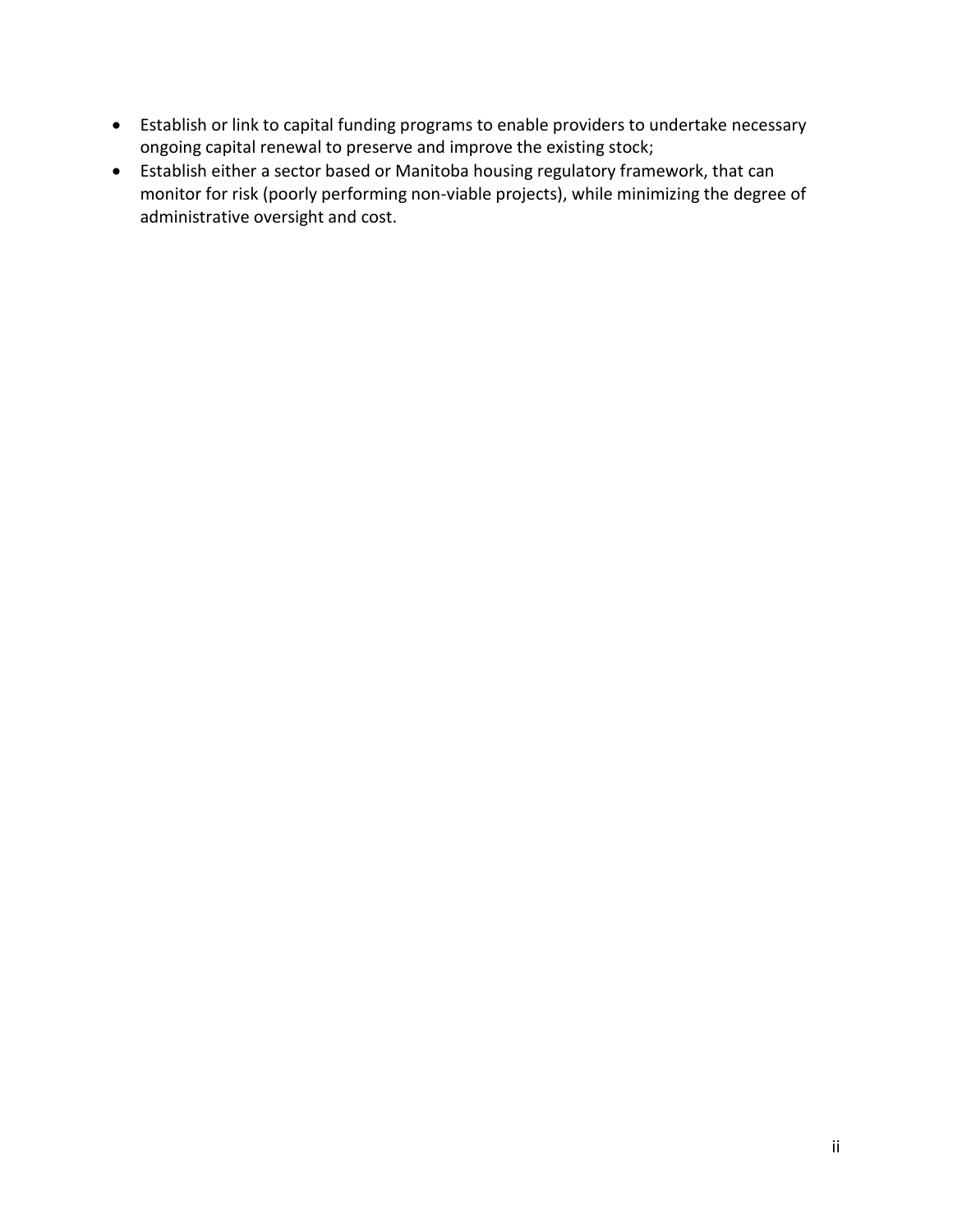- Establish or link to capital funding programs to enable providers to undertake necessary ongoing capital renewal to preserve and improve the existing stock;
- Establish either a sector based or Manitoba housing regulatory framework, that can monitor for risk (poorly performing non-viable projects), while minimizing the degree of administrative oversight and cost.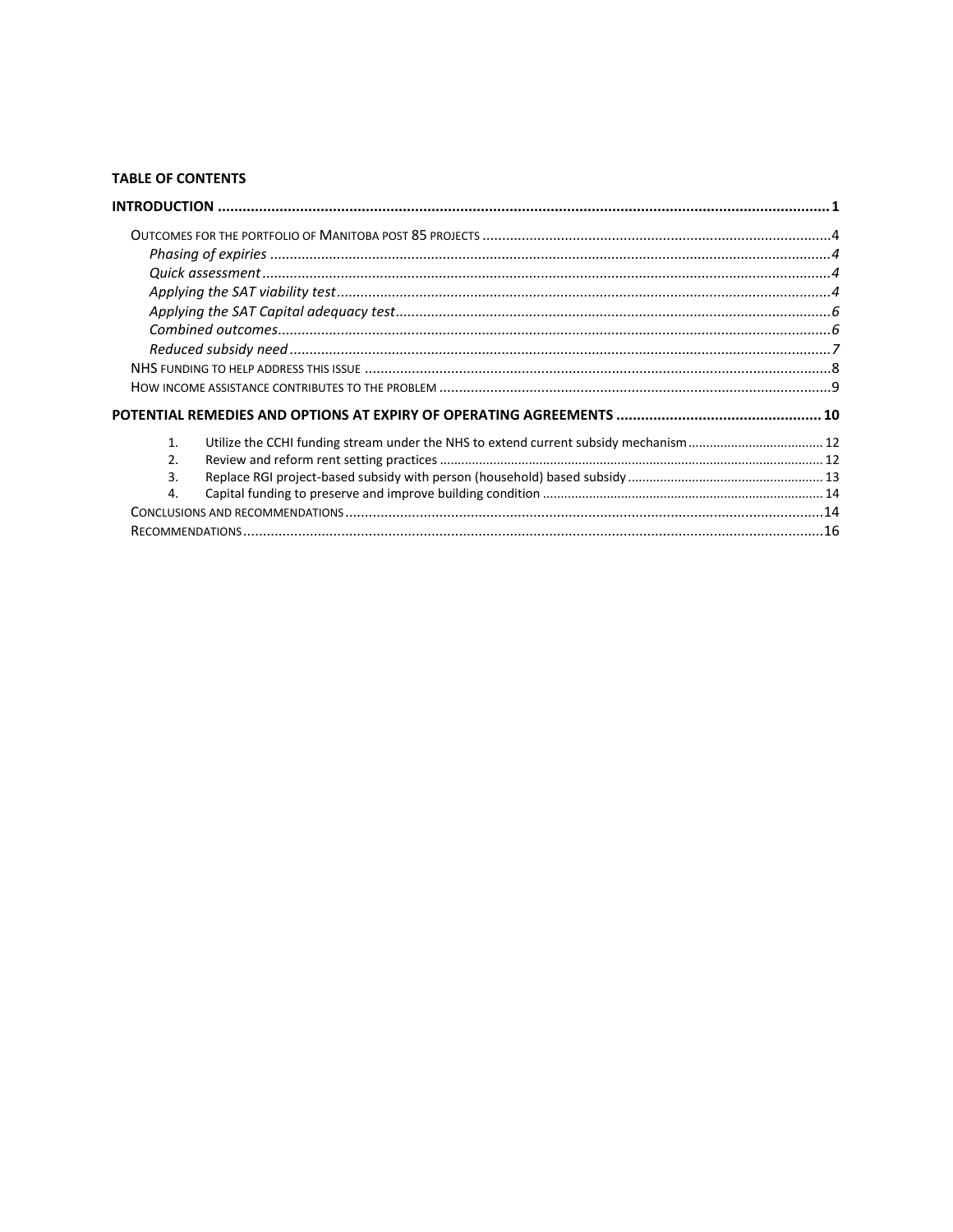**TABLE OF CONTENTS**

**INTRODUCTION** .......... 1

- OUTCOMES FOR THE PORTFOLIO OF MANITOBA POST 85 PROJECTS .......... 4
  - *Phasing of expiries* .......... 4
  - *Quick assessment* .......... 4
  - *Applying the SAT viability test* .......... 4
  - *Applying the SAT Capital adequacy test* .......... 6
  - *Combined outcomes* .......... 6
  - *Reduced subsidy need* .......... 7
- NHS FUNDING TO HELP ADDRESS THIS ISSUE .......... 8
- HOW INCOME ASSISTANCE CONTRIBUTES TO THE PROBLEM .......... 9

**POTENTIAL REMEDIES AND OPTIONS AT EXPIRY OF OPERATING AGREEMENTS** .......... 10

1. Utilize the CCHI funding stream under the NHS to extend current subsidy mechanism .......... 12
2. Review and reform rent setting practices .......... 12
3. Replace RGI project-based subsidy with person (household) based subsidy .......... 13
4. Capital funding to preserve and improve building condition .......... 14

- CONCLUSIONS AND RECOMMENDATIONS .......... 14
- RECOMMENDATIONS .......... 16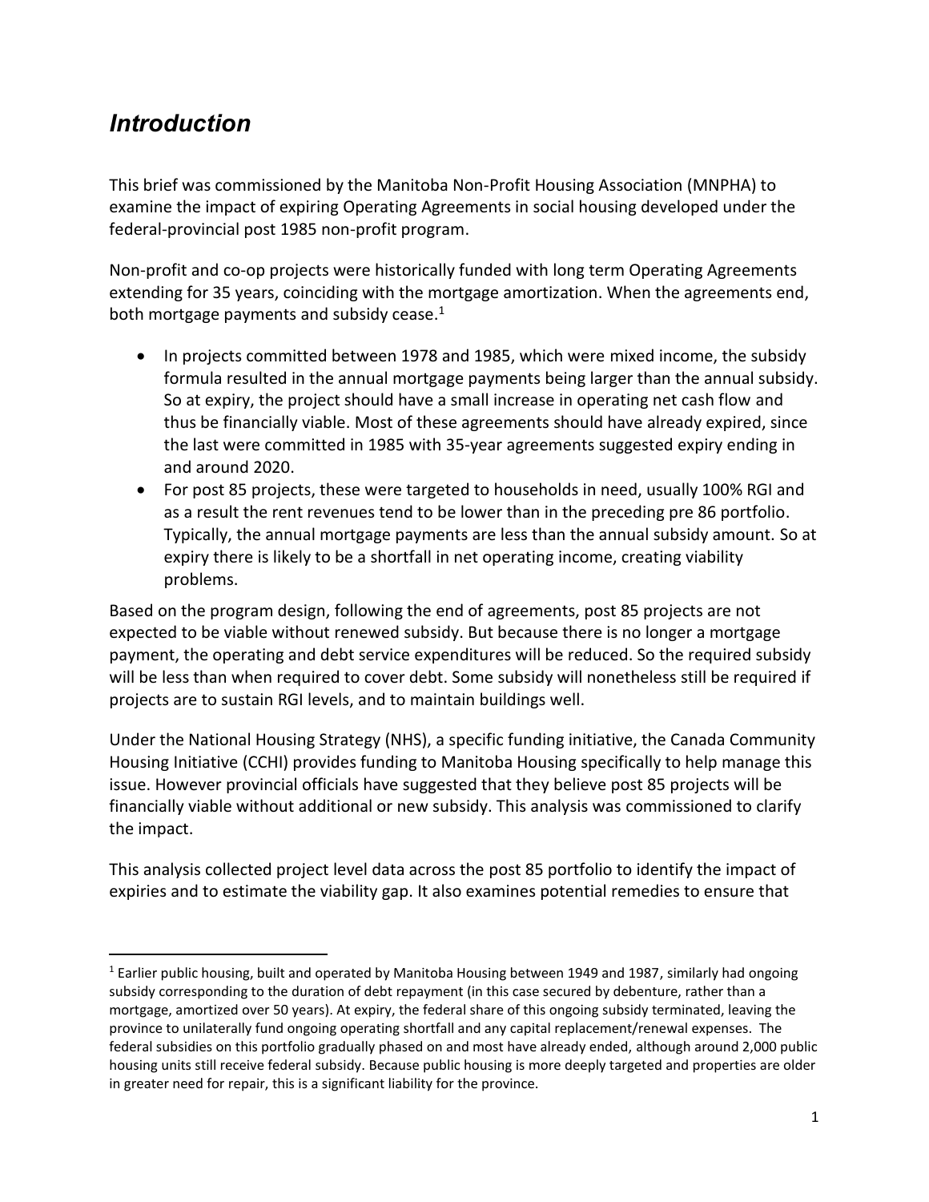# *Introduction*

This brief was commissioned by the Manitoba Non-Profit Housing Association (MNPHA) to examine the impact of expiring Operating Agreements in social housing developed under the federal-provincial post 1985 non-profit program.

Non-profit and co-op projects were historically funded with long term Operating Agreements extending for 35 years, coinciding with the mortgage amortization. When the agreements end, both mortgage payments and subsidy cease.[1]

- In projects committed between 1978 and 1985, which were mixed income, the subsidy formula resulted in the annual mortgage payments being larger than the annual subsidy. So at expiry, the project should have a small increase in operating net cash flow and thus be financially viable. Most of these agreements should have already expired, since the last were committed in 1985 with 35-year agreements suggested expiry ending in and around 2020.
- For post 85 projects, these were targeted to households in need, usually 100% RGI and as a result the rent revenues tend to be lower than in the preceding pre 86 portfolio. Typically, the annual mortgage payments are less than the annual subsidy amount. So at expiry there is likely to be a shortfall in net operating income, creating viability problems.

Based on the program design, following the end of agreements, post 85 projects are not expected to be viable without renewed subsidy. But because there is no longer a mortgage payment, the operating and debt service expenditures will be reduced. So the required subsidy will be less than when required to cover debt. Some subsidy will nonetheless still be required if projects are to sustain RGI levels, and to maintain buildings well.

Under the National Housing Strategy (NHS), a specific funding initiative, the Canada Community Housing Initiative (CCHI) provides funding to Manitoba Housing specifically to help manage this issue. However provincial officials have suggested that they believe post 85 projects will be financially viable without additional or new subsidy. This analysis was commissioned to clarify the impact.

This analysis collected project level data across the post 85 portfolio to identify the impact of expiries and to estimate the viability gap. It also examines potential remedies to ensure that

[1] Earlier public housing, built and operated by Manitoba Housing between 1949 and 1987, similarly had ongoing subsidy corresponding to the duration of debt repayment (in this case secured by debenture, rather than a mortgage, amortized over 50 years). At expiry, the federal share of this ongoing subsidy terminated, leaving the province to unilaterally fund ongoing operating shortfall and any capital replacement/renewal expenses. The federal subsidies on this portfolio gradually phased on and most have already ended, although around 2,000 public housing units still receive federal subsidy. Because public housing is more deeply targeted and properties are older in greater need for repair, this is a significant liability for the province.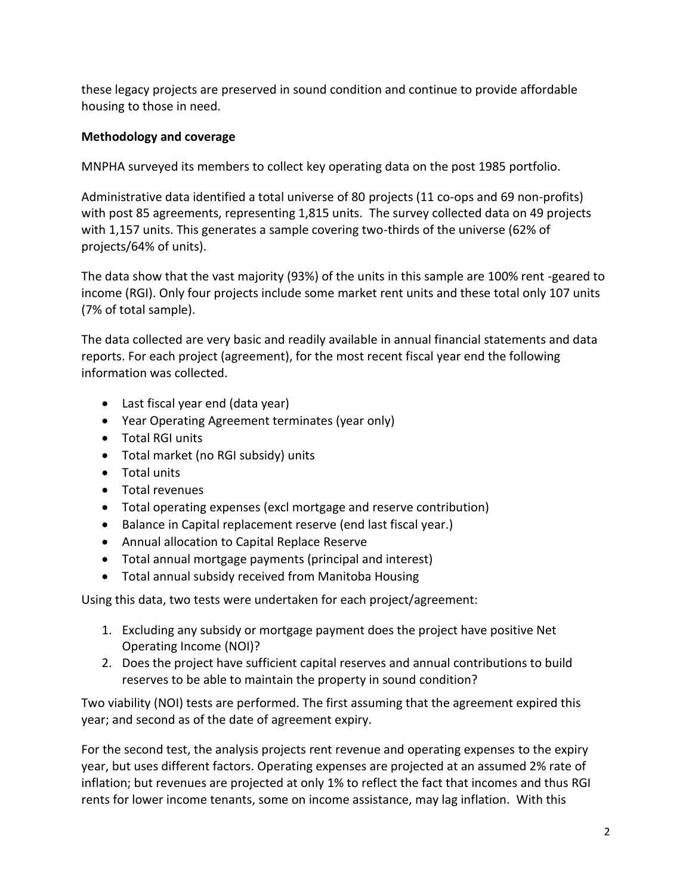these legacy projects are preserved in sound condition and continue to provide affordable housing to those in need.

**Methodology and coverage**

MNPHA surveyed its members to collect key operating data on the post 1985 portfolio.

Administrative data identified a total universe of 80 projects (11 co-ops and 69 non-profits) with post 85 agreements, representing 1,815 units. The survey collected data on 49 projects with 1,157 units. This generates a sample covering two-thirds of the universe (62% of projects/64% of units).

The data show that the vast majority (93%) of the units in this sample are 100% rent -geared to income (RGI). Only four projects include some market rent units and these total only 107 units (7% of total sample).

The data collected are very basic and readily available in annual financial statements and data reports. For each project (agreement), for the most recent fiscal year end the following information was collected.

- Last fiscal year end (data year)
- Year Operating Agreement terminates (year only)
- Total RGI units
- Total market (no RGI subsidy) units
- Total units
- Total revenues
- Total operating expenses (excl mortgage and reserve contribution)
- Balance in Capital replacement reserve (end last fiscal year.)
- Annual allocation to Capital Replace Reserve
- Total annual mortgage payments (principal and interest)
- Total annual subsidy received from Manitoba Housing

Using this data, two tests were undertaken for each project/agreement:

1. Excluding any subsidy or mortgage payment does the project have positive Net Operating Income (NOI)?
2. Does the project have sufficient capital reserves and annual contributions to build reserves to be able to maintain the property in sound condition?

Two viability (NOI) tests are performed. The first assuming that the agreement expired this year; and second as of the date of agreement expiry.

For the second test, the analysis projects rent revenue and operating expenses to the expiry year, but uses different factors. Operating expenses are projected at an assumed 2% rate of inflation; but revenues are projected at only 1% to reflect the fact that incomes and thus RGI rents for lower income tenants, some on income assistance, may lag inflation. With this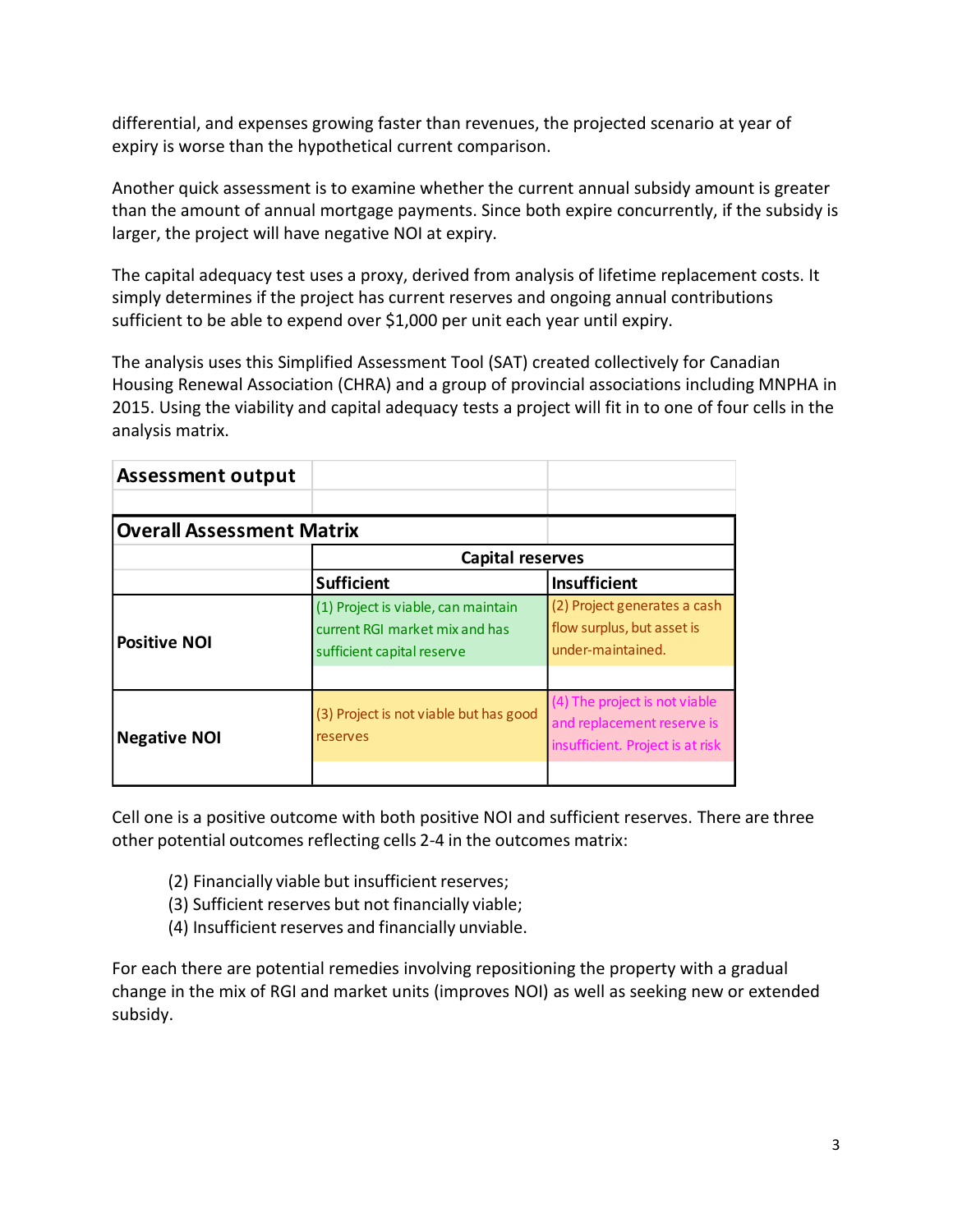differential, and expenses growing faster than revenues, the projected scenario at year of expiry is worse than the hypothetical current comparison.

Another quick assessment is to examine whether the current annual subsidy amount is greater than the amount of annual mortgage payments. Since both expire concurrently, if the subsidy is larger, the project will have negative NOI at expiry.

The capital adequacy test uses a proxy, derived from analysis of lifetime replacement costs. It simply determines if the project has current reserves and ongoing annual contributions sufficient to be able to expend over $1,000 per unit each year until expiry.

The analysis uses this Simplified Assessment Tool (SAT) created collectively for Canadian Housing Renewal Association (CHRA) and a group of provincial associations including MNPHA in 2015. Using the viability and capital adequacy tests a project will fit in to one of four cells in the analysis matrix.

**Assessment output**

| **Overall Assessment Matrix** | | |
|---|---|---|
| | **Capital reserves** | |
| | **Sufficient** | **Insufficient** |
| **Positive NOI** | (1) Project is viable, can maintain current RGI market mix and has sufficient capital reserve | (2) Project generates a cash flow surplus, but asset is under-maintained. |
| **Negative NOI** | (3) Project is not viable but has good reserves | (4) The project is not viable and replacement reserve is insufficient. Project is at risk |

Cell one is a positive outcome with both positive NOI and sufficient reserves. There are three other potential outcomes reflecting cells 2-4 in the outcomes matrix:

(2) Financially viable but insufficient reserves;
(3) Sufficient reserves but not financially viable;
(4) Insufficient reserves and financially unviable.

For each there are potential remedies involving repositioning the property with a gradual change in the mix of RGI and market units (improves NOI) as well as seeking new or extended subsidy.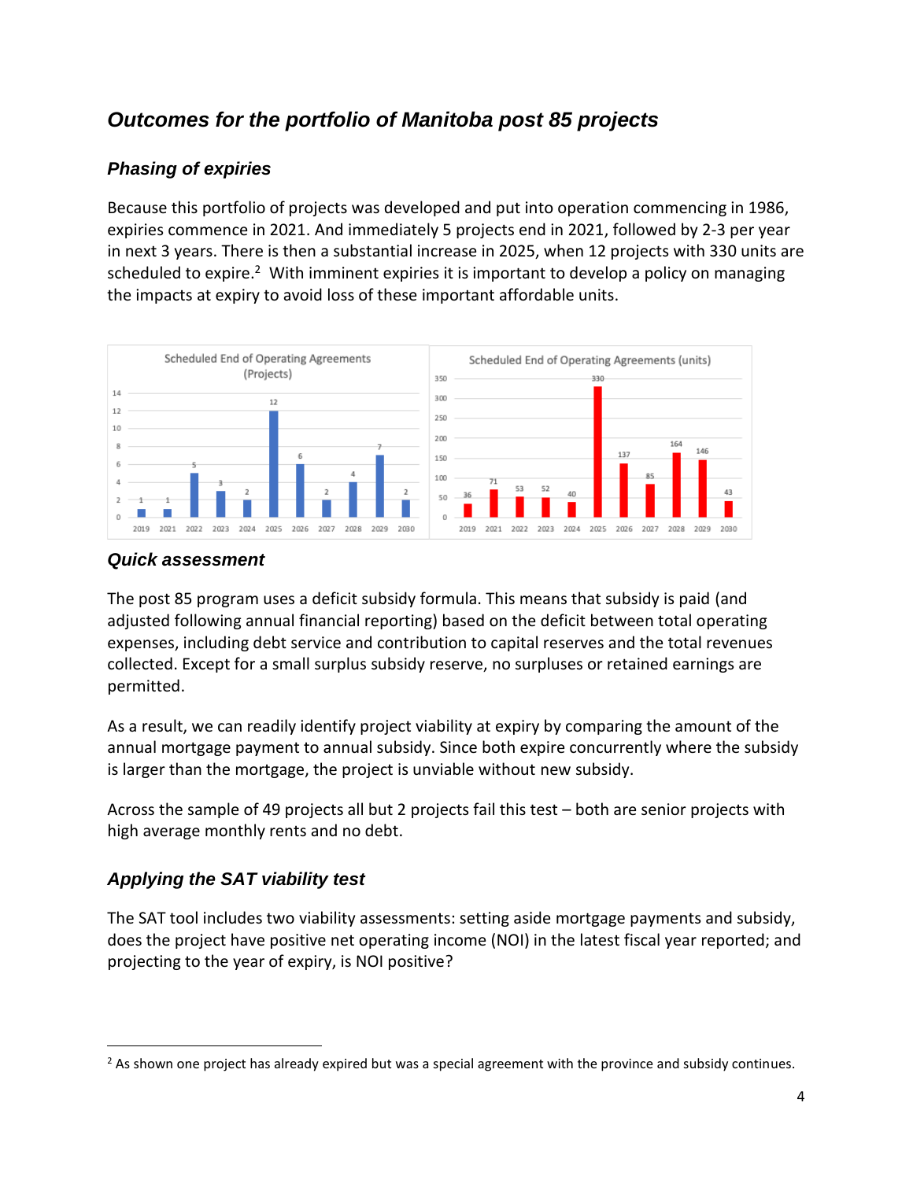## *Outcomes for the portfolio of Manitoba post 85 projects*

### *Phasing of expiries*

Because this portfolio of projects was developed and put into operation commencing in 1986, expiries commence in 2021. And immediately 5 projects end in 2021, followed by 2-3 per year in next 3 years. There is then a substantial increase in 2025, when 12 projects with 330 units are scheduled to expire.[2] With imminent expiries it is important to develop a policy on managing the impacts at expiry to avoid loss of these important affordable units.

Scheduled End of Operating Agreements (Projects)

| 2019 | 2021 | 2022 | 2023 | 2024 | 2025 | 2026 | 2027 | 2028 | 2029 | 2030 |
|---|---|---|---|---|---|---|---|---|---|---|
| 1 | 1 | 5 | 3 | 2 | 12 | 6 | 2 | 4 | 7 | 2 |

Scheduled End of Operating Agreements (units)

| 2019 | 2021 | 2022 | 2023 | 2024 | 2025 | 2026 | 2027 | 2028 | 2029 | 2030 |
|---|---|---|---|---|---|---|---|---|---|---|
| 36 | 71 | 53 | 52 | 40 | 330 | 137 | 85 | 164 | 146 | 43 |

### *Quick assessment*

The post 85 program uses a deficit subsidy formula. This means that subsidy is paid (and adjusted following annual financial reporting) based on the deficit between total operating expenses, including debt service and contribution to capital reserves and the total revenues collected. Except for a small surplus subsidy reserve, no surpluses or retained earnings are permitted.

As a result, we can readily identify project viability at expiry by comparing the amount of the annual mortgage payment to annual subsidy. Since both expire concurrently where the subsidy is larger than the mortgage, the project is unviable without new subsidy.

Across the sample of 49 projects all but 2 projects fail this test – both are senior projects with high average monthly rents and no debt.

### *Applying the SAT viability test*

The SAT tool includes two viability assessments: setting aside mortgage payments and subsidy, does the project have positive net operating income (NOI) in the latest fiscal year reported; and projecting to the year of expiry, is NOI positive?

---

[2] As shown one project has already expired but was a special agreement with the province and subsidy continues.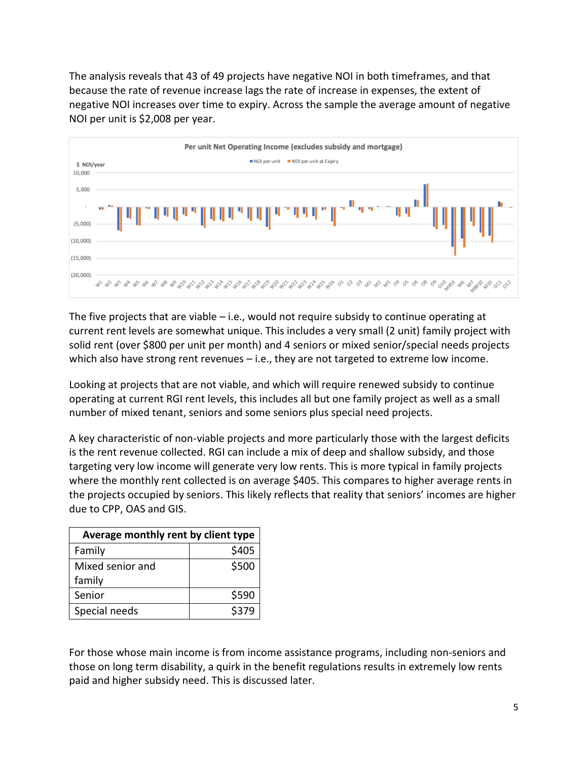The analysis reveals that 43 of 49 projects have negative NOI in both timeframes, and that because the rate of revenue increase lags the rate of increase in expenses, the extent of negative NOI increases over time to expiry. Across the sample the average amount of negative NOI per unit is $2,008 per year.

The five projects that are viable – i.e., would not require subsidy to continue operating at current rent levels are somewhat unique. This includes a very small (2 unit) family project with solid rent (over $800 per unit per month) and 4 seniors or mixed senior/special needs projects which also have strong rent revenues – i.e., they are not targeted to extreme low income.

Looking at projects that are not viable, and which will require renewed subsidy to continue operating at current RGI rent levels, this includes all but one family project as well as a small number of mixed tenant, seniors and some seniors plus special need projects.

A key characteristic of non-viable projects and more particularly those with the largest deficits is the rent revenue collected. RGI can include a mix of deep and shallow subsidy, and those targeting very low income will generate very low rents. This is more typical in family projects where the monthly rent collected is on average $405. This compares to higher average rents in the projects occupied by seniors. This likely reflects that reality that seniors' incomes are higher due to CPP, OAS and GIS.

| Average monthly rent by client type | |
|---|---|
| Family | $405 |
| Mixed senior and family | $500 |
| Senior | $590 |
| Special needs | $379 |

For those whose main income is from income assistance programs, including non-seniors and those on long term disability, a quirk in the benefit regulations results in extremely low rents paid and higher subsidy need. This is discussed later.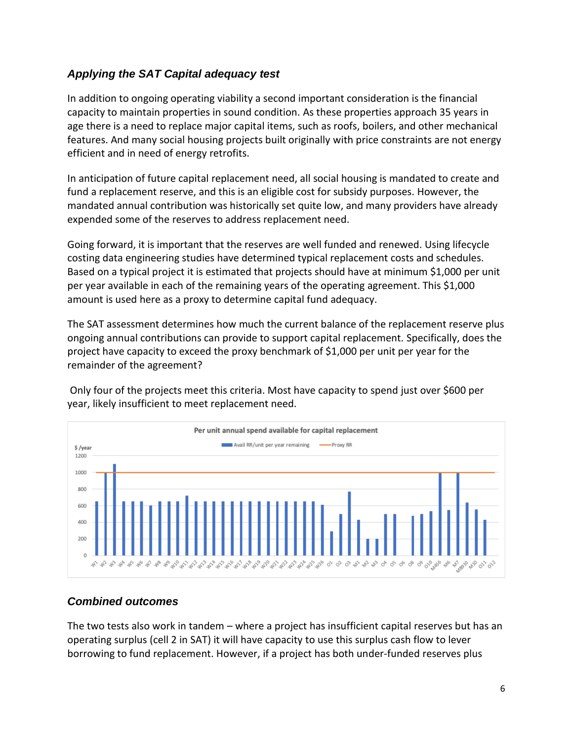### *Applying the SAT Capital adequacy test*

In addition to ongoing operating viability a second important consideration is the financial capacity to maintain properties in sound condition. As these properties approach 35 years in age there is a need to replace major capital items, such as roofs, boilers, and other mechanical features. And many social housing projects built originally with price constraints are not energy efficient and in need of energy retrofits.

In anticipation of future capital replacement need, all social housing is mandated to create and fund a replacement reserve, and this is an eligible cost for subsidy purposes. However, the mandated annual contribution was historically set quite low, and many providers have already expended some of the reserves to address replacement need.

Going forward, it is important that the reserves are well funded and renewed. Using lifecycle costing data engineering studies have determined typical replacement costs and schedules. Based on a typical project it is estimated that projects should have at minimum $1,000 per unit per year available in each of the remaining years of the operating agreement. This $1,000 amount is used here as a proxy to determine capital fund adequacy.

The SAT assessment determines how much the current balance of the replacement reserve plus ongoing annual contributions can provide to support capital replacement. Specifically, does the project have capacity to exceed the proxy benchmark of $1,000 per unit per year for the remainder of the agreement?

Only four of the projects meet this criteria. Most have capacity to spend just over $600 per year, likely insufficient to meet replacement need.

Per unit annual spend available for capital replacement

### *Combined outcomes*

The two tests also work in tandem – where a project has insufficient capital reserves but has an operating surplus (cell 2 in SAT) it will have capacity to use this surplus cash flow to lever borrowing to fund replacement. However, if a project has both under-funded reserves plus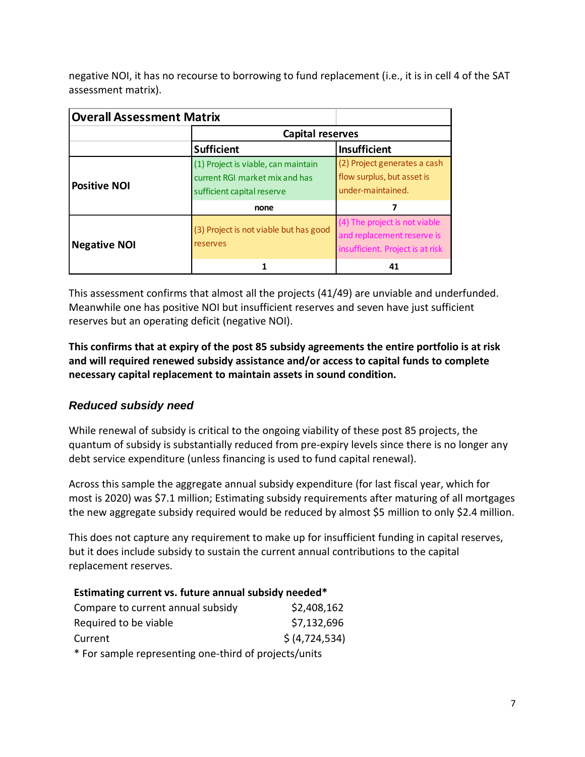negative NOI, it has no recourse to borrowing to fund replacement (i.e., it is in cell 4 of the SAT assessment matrix).

| **Overall Assessment Matrix** | | |
|---|---|---|
| | **Capital reserves** | |
| | **Sufficient** | **Insufficient** |
| **Positive NOI** | (1) Project is viable, can maintain current RGI market mix and has sufficient capital reserve | (2) Project generates a cash flow surplus, but asset is under-maintained. |
| | **none** | **7** |
| **Negative NOI** | (3) Project is not viable but has good reserves | (4) The project is not viable and replacement reserve is insufficient. Project is at risk |
| | **1** | **41** |

This assessment confirms that almost all the projects (41/49) are unviable and underfunded. Meanwhile one has positive NOI but insufficient reserves and seven have just sufficient reserves but an operating deficit (negative NOI).

**This confirms that at expiry of the post 85 subsidy agreements the entire portfolio is at risk and will required renewed subsidy assistance and/or access to capital funds to complete necessary capital replacement to maintain assets in sound condition.**

### *Reduced subsidy need*

While renewal of subsidy is critical to the ongoing viability of these post 85 projects, the quantum of subsidy is substantially reduced from pre-expiry levels since there is no longer any debt service expenditure (unless financing is used to fund capital renewal).

Across this sample the aggregate annual subsidy expenditure (for last fiscal year, which for most is 2020) was $7.1 million; Estimating subsidy requirements after maturing of all mortgages the new aggregate subsidy required would be reduced by almost $5 million to only $2.4 million.

This does not capture any requirement to make up for insufficient funding in capital reserves, but it does include subsidy to sustain the current annual contributions to the capital replacement reserves.

| **Estimating current vs. future annual subsidy needed*** | |
|---|---|
| Compare to current annual subsidy | $2,408,162 |
| Required to be viable | $7,132,696 |
| Current | $ (4,724,534) |

* For sample representing one-third of projects/units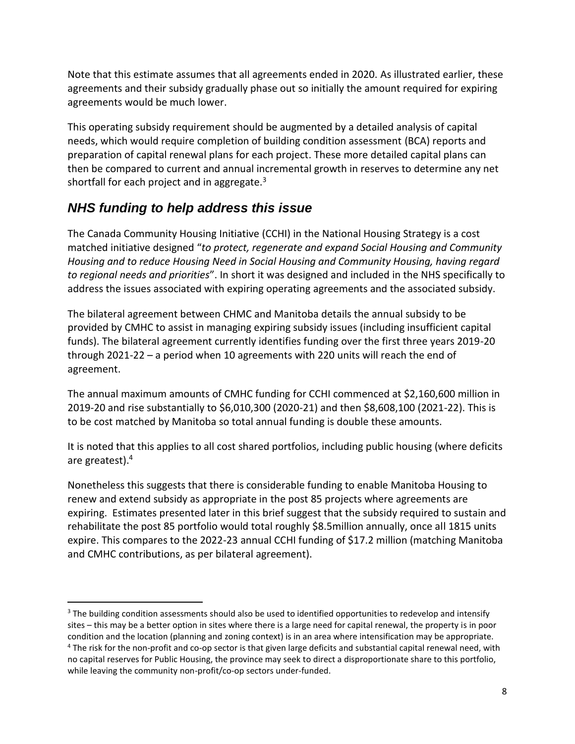Note that this estimate assumes that all agreements ended in 2020. As illustrated earlier, these agreements and their subsidy gradually phase out so initially the amount required for expiring agreements would be much lower.

This operating subsidy requirement should be augmented by a detailed analysis of capital needs, which would require completion of building condition assessment (BCA) reports and preparation of capital renewal plans for each project. These more detailed capital plans can then be compared to current and annual incremental growth in reserves to determine any net shortfall for each project and in aggregate.[3]

## *NHS funding to help address this issue*

The Canada Community Housing Initiative (CCHI) in the National Housing Strategy is a cost matched initiative designed "*to protect, regenerate and expand Social Housing and Community Housing and to reduce Housing Need in Social Housing and Community Housing, having regard to regional needs and priorities*". In short it was designed and included in the NHS specifically to address the issues associated with expiring operating agreements and the associated subsidy.

The bilateral agreement between CHMC and Manitoba details the annual subsidy to be provided by CMHC to assist in managing expiring subsidy issues (including insufficient capital funds). The bilateral agreement currently identifies funding over the first three years 2019-20 through 2021-22 – a period when 10 agreements with 220 units will reach the end of agreement.

The annual maximum amounts of CMHC funding for CCHI commenced at $2,160,600 million in 2019-20 and rise substantially to $6,010,300 (2020-21) and then $8,608,100 (2021-22). This is to be cost matched by Manitoba so total annual funding is double these amounts.

It is noted that this applies to all cost shared portfolios, including public housing (where deficits are greatest).[4]

Nonetheless this suggests that there is considerable funding to enable Manitoba Housing to renew and extend subsidy as appropriate in the post 85 projects where agreements are expiring. Estimates presented later in this brief suggest that the subsidy required to sustain and rehabilitate the post 85 portfolio would total roughly $8.5million annually, once all 1815 units expire. This compares to the 2022-23 annual CCHI funding of $17.2 million (matching Manitoba and CMHC contributions, as per bilateral agreement).

---

[3] The building condition assessments should also be used to identified opportunities to redevelop and intensify sites – this may be a better option in sites where there is a large need for capital renewal, the property is in poor condition and the location (planning and zoning context) is in an area where intensification may be appropriate.

[4] The risk for the non-profit and co-op sector is that given large deficits and substantial capital renewal need, with no capital reserves for Public Housing, the province may seek to direct a disproportionate share to this portfolio, while leaving the community non-profit/co-op sectors under-funded.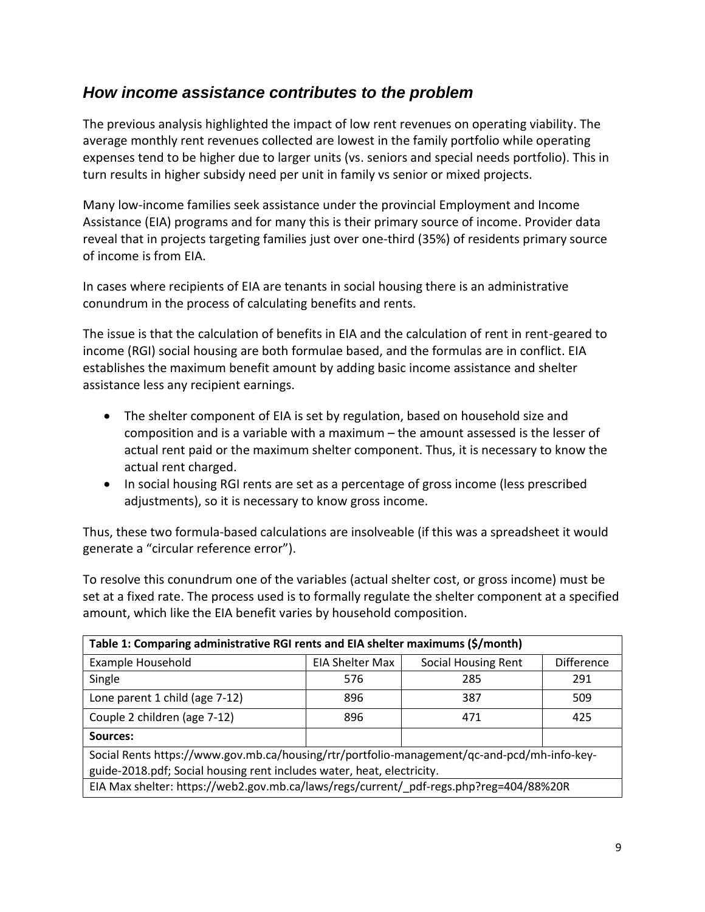## *How income assistance contributes to the problem*

The previous analysis highlighted the impact of low rent revenues on operating viability. The average monthly rent revenues collected are lowest in the family portfolio while operating expenses tend to be higher due to larger units (vs. seniors and special needs portfolio). This in turn results in higher subsidy need per unit in family vs senior or mixed projects.

Many low-income families seek assistance under the provincial Employment and Income Assistance (EIA) programs and for many this is their primary source of income. Provider data reveal that in projects targeting families just over one-third (35%) of residents primary source of income is from EIA.

In cases where recipients of EIA are tenants in social housing there is an administrative conundrum in the process of calculating benefits and rents.

The issue is that the calculation of benefits in EIA and the calculation of rent in rent-geared to income (RGI) social housing are both formulae based, and the formulas are in conflict. EIA establishes the maximum benefit amount by adding basic income assistance and shelter assistance less any recipient earnings.

- The shelter component of EIA is set by regulation, based on household size and composition and is a variable with a maximum – the amount assessed is the lesser of actual rent paid or the maximum shelter component. Thus, it is necessary to know the actual rent charged.
- In social housing RGI rents are set as a percentage of gross income (less prescribed adjustments), so it is necessary to know gross income.

Thus, these two formula-based calculations are insolveable (if this was a spreadsheet it would generate a "circular reference error").

To resolve this conundrum one of the variables (actual shelter cost, or gross income) must be set at a fixed rate. The process used is to formally regulate the shelter component at a specified amount, which like the EIA benefit varies by household composition.

| Table 1: Comparing administrative RGI rents and EIA shelter maximums ($/month) | | | |
|---|---|---|---|
| Example Household | EIA Shelter Max | Social Housing Rent | Difference |
| Single | 576 | 285 | 291 |
| Lone parent 1 child (age 7-12) | 896 | 387 | 509 |
| Couple 2 children (age 7-12) | 896 | 471 | 425 |
| **Sources:** | | | |
| Social Rents https://www.gov.mb.ca/housing/rtr/portfolio-management/qc-and-pcd/mh-info-key-guide-2018.pdf; Social housing rent includes water, heat, electricity. | | | |
| EIA Max shelter: https://web2.gov.mb.ca/laws/regs/current/_pdf-regs.php?reg=404/88%20R | | | |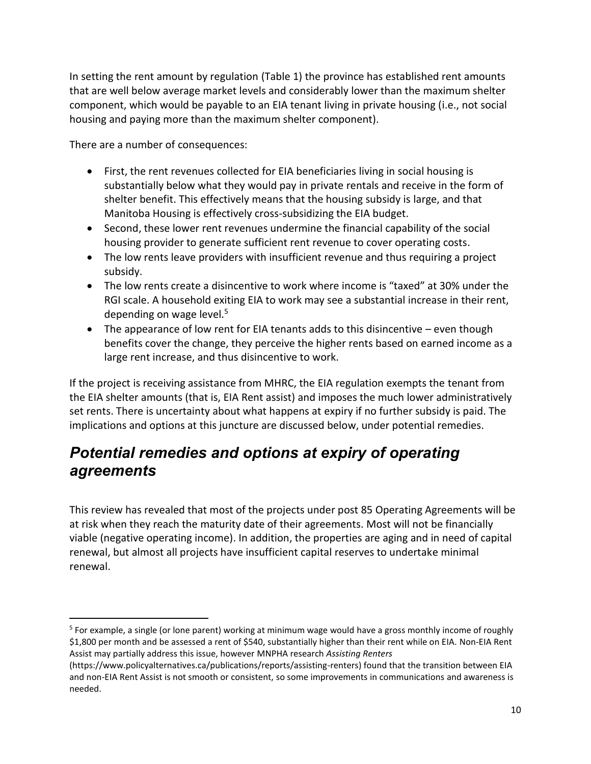In setting the rent amount by regulation (Table 1) the province has established rent amounts that are well below average market levels and considerably lower than the maximum shelter component, which would be payable to an EIA tenant living in private housing (i.e., not social housing and paying more than the maximum shelter component).

There are a number of consequences:

- First, the rent revenues collected for EIA beneficiaries living in social housing is substantially below what they would pay in private rentals and receive in the form of shelter benefit. This effectively means that the housing subsidy is large, and that Manitoba Housing is effectively cross-subsidizing the EIA budget.
- Second, these lower rent revenues undermine the financial capability of the social housing provider to generate sufficient rent revenue to cover operating costs.
- The low rents leave providers with insufficient revenue and thus requiring a project subsidy.
- The low rents create a disincentive to work where income is "taxed" at 30% under the RGI scale. A household exiting EIA to work may see a substantial increase in their rent, depending on wage level.[5]
- The appearance of low rent for EIA tenants adds to this disincentive – even though benefits cover the change, they perceive the higher rents based on earned income as a large rent increase, and thus disincentive to work.

If the project is receiving assistance from MHRC, the EIA regulation exempts the tenant from the EIA shelter amounts (that is, EIA Rent assist) and imposes the much lower administratively set rents. There is uncertainty about what happens at expiry if no further subsidy is paid. The implications and options at this juncture are discussed below, under potential remedies.

## *Potential remedies and options at expiry of operating agreements*

This review has revealed that most of the projects under post 85 Operating Agreements will be at risk when they reach the maturity date of their agreements. Most will not be financially viable (negative operating income). In addition, the properties are aging and in need of capital renewal, but almost all projects have insufficient capital reserves to undertake minimal renewal.

---

[5] For example, a single (or lone parent) working at minimum wage would have a gross monthly income of roughly $1,800 per month and be assessed a rent of $540, substantially higher than their rent while on EIA. Non-EIA Rent Assist may partially address this issue, however MNPHA research *Assisting Renters* (https://www.policyalternatives.ca/publications/reports/assisting-renters) found that the transition between EIA and non-EIA Rent Assist is not smooth or consistent, so some improvements in communications and awareness is needed.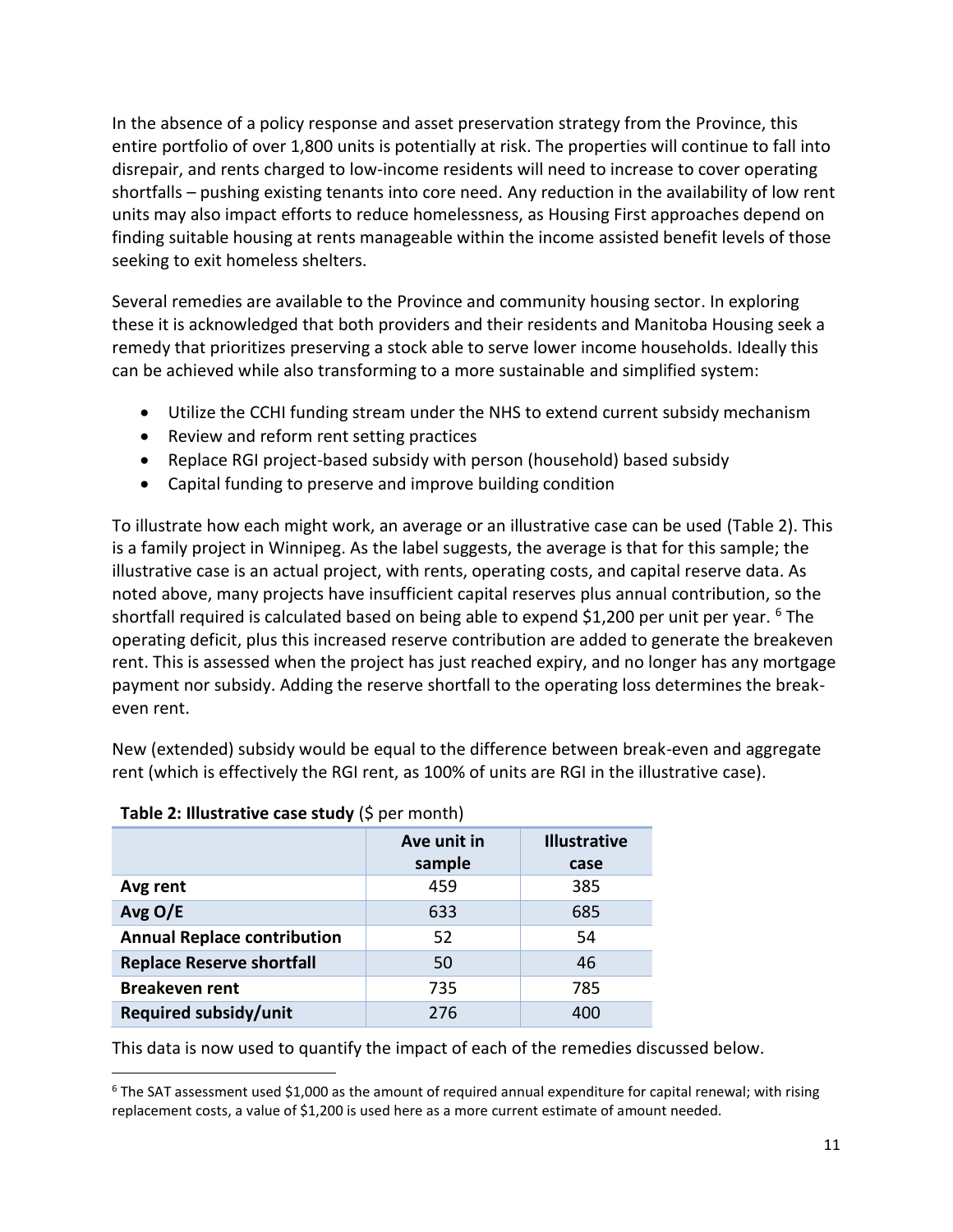In the absence of a policy response and asset preservation strategy from the Province, this entire portfolio of over 1,800 units is potentially at risk. The properties will continue to fall into disrepair, and rents charged to low-income residents will need to increase to cover operating shortfalls – pushing existing tenants into core need. Any reduction in the availability of low rent units may also impact efforts to reduce homelessness, as Housing First approaches depend on finding suitable housing at rents manageable within the income assisted benefit levels of those seeking to exit homeless shelters.

Several remedies are available to the Province and community housing sector. In exploring these it is acknowledged that both providers and their residents and Manitoba Housing seek a remedy that prioritizes preserving a stock able to serve lower income households. Ideally this can be achieved while also transforming to a more sustainable and simplified system:

- Utilize the CCHI funding stream under the NHS to extend current subsidy mechanism
- Review and reform rent setting practices
- Replace RGI project-based subsidy with person (household) based subsidy
- Capital funding to preserve and improve building condition

To illustrate how each might work, an average or an illustrative case can be used (Table 2). This is a family project in Winnipeg. As the label suggests, the average is that for this sample; the illustrative case is an actual project, with rents, operating costs, and capital reserve data. As noted above, many projects have insufficient capital reserves plus annual contribution, so the shortfall required is calculated based on being able to expend $1,200 per unit per year. [6] The operating deficit, plus this increased reserve contribution are added to generate the breakeven rent. This is assessed when the project has just reached expiry, and no longer has any mortgage payment nor subsidy. Adding the reserve shortfall to the operating loss determines the break-even rent.

New (extended) subsidy would be equal to the difference between break-even and aggregate rent (which is effectively the RGI rent, as 100% of units are RGI in the illustrative case).

**Table 2: Illustrative case study** ($ per month)

| | Ave unit in sample | Illustrative case |
|---|---|---|
| **Avg rent** | 459 | 385 |
| **Avg O/E** | 633 | 685 |
| **Annual Replace contribution** | 52 | 54 |
| **Replace Reserve shortfall** | 50 | 46 |
| **Breakeven rent** | 735 | 785 |
| **Required subsidy/unit** | 276 | 400 |

This data is now used to quantify the impact of each of the remedies discussed below.

[6] The SAT assessment used $1,000 as the amount of required annual expenditure for capital renewal; with rising replacement costs, a value of $1,200 is used here as a more current estimate of amount needed.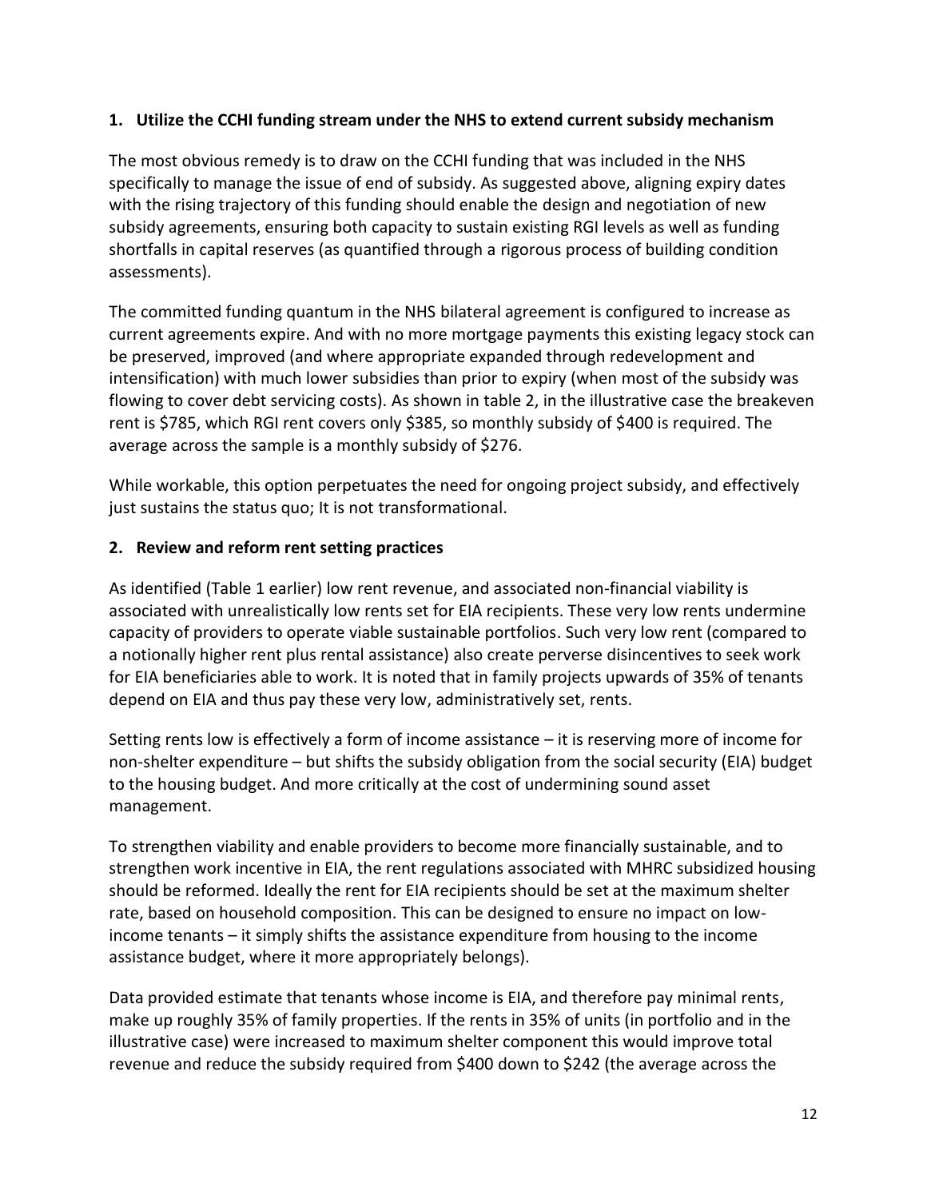**1. Utilize the CCHI funding stream under the NHS to extend current subsidy mechanism**

The most obvious remedy is to draw on the CCHI funding that was included in the NHS specifically to manage the issue of end of subsidy. As suggested above, aligning expiry dates with the rising trajectory of this funding should enable the design and negotiation of new subsidy agreements, ensuring both capacity to sustain existing RGI levels as well as funding shortfalls in capital reserves (as quantified through a rigorous process of building condition assessments).

The committed funding quantum in the NHS bilateral agreement is configured to increase as current agreements expire. And with no more mortgage payments this existing legacy stock can be preserved, improved (and where appropriate expanded through redevelopment and intensification) with much lower subsidies than prior to expiry (when most of the subsidy was flowing to cover debt servicing costs). As shown in table 2, in the illustrative case the breakeven rent is $785, which RGI rent covers only $385, so monthly subsidy of $400 is required. The average across the sample is a monthly subsidy of $276.

While workable, this option perpetuates the need for ongoing project subsidy, and effectively just sustains the status quo; It is not transformational.

**2. Review and reform rent setting practices**

As identified (Table 1 earlier) low rent revenue, and associated non-financial viability is associated with unrealistically low rents set for EIA recipients. These very low rents undermine capacity of providers to operate viable sustainable portfolios. Such very low rent (compared to a notionally higher rent plus rental assistance) also create perverse disincentives to seek work for EIA beneficiaries able to work. It is noted that in family projects upwards of 35% of tenants depend on EIA and thus pay these very low, administratively set, rents.

Setting rents low is effectively a form of income assistance – it is reserving more of income for non-shelter expenditure – but shifts the subsidy obligation from the social security (EIA) budget to the housing budget. And more critically at the cost of undermining sound asset management.

To strengthen viability and enable providers to become more financially sustainable, and to strengthen work incentive in EIA, the rent regulations associated with MHRC subsidized housing should be reformed. Ideally the rent for EIA recipients should be set at the maximum shelter rate, based on household composition. This can be designed to ensure no impact on low-income tenants – it simply shifts the assistance expenditure from housing to the income assistance budget, where it more appropriately belongs).

Data provided estimate that tenants whose income is EIA, and therefore pay minimal rents, make up roughly 35% of family properties. If the rents in 35% of units (in portfolio and in the illustrative case) were increased to maximum shelter component this would improve total revenue and reduce the subsidy required from $400 down to $242 (the average across the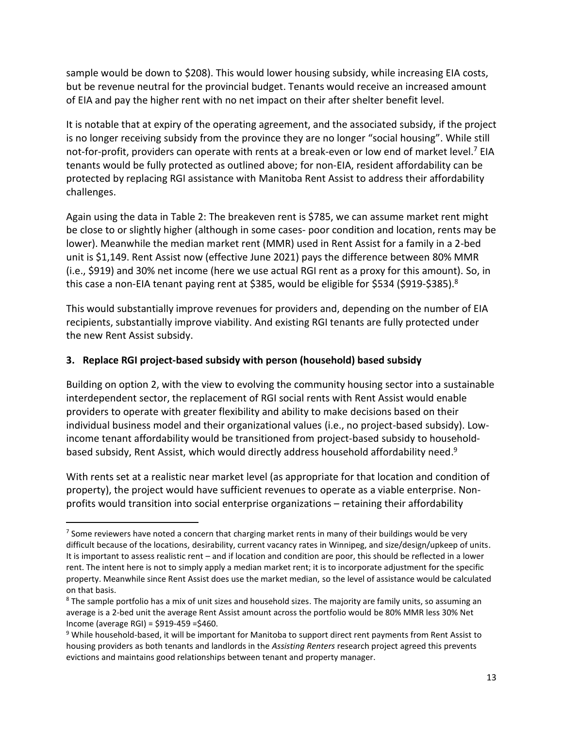sample would be down to $208). This would lower housing subsidy, while increasing EIA costs, but be revenue neutral for the provincial budget. Tenants would receive an increased amount of EIA and pay the higher rent with no net impact on their after shelter benefit level.

It is notable that at expiry of the operating agreement, and the associated subsidy, if the project is no longer receiving subsidy from the province they are no longer "social housing". While still not-for-profit, providers can operate with rents at a break-even or low end of market level.[7] EIA tenants would be fully protected as outlined above; for non-EIA, resident affordability can be protected by replacing RGI assistance with Manitoba Rent Assist to address their affordability challenges.

Again using the data in Table 2: The breakeven rent is $785, we can assume market rent might be close to or slightly higher (although in some cases- poor condition and location, rents may be lower). Meanwhile the median market rent (MMR) used in Rent Assist for a family in a 2-bed unit is $1,149. Rent Assist now (effective June 2021) pays the difference between 80% MMR (i.e., $919) and 30% net income (here we use actual RGI rent as a proxy for this amount). So, in this case a non-EIA tenant paying rent at $385, would be eligible for $534 ($919-$385).[8]

This would substantially improve revenues for providers and, depending on the number of EIA recipients, substantially improve viability. And existing RGI tenants are fully protected under the new Rent Assist subsidy.

### 3. Replace RGI project-based subsidy with person (household) based subsidy

Building on option 2, with the view to evolving the community housing sector into a sustainable interdependent sector, the replacement of RGI social rents with Rent Assist would enable providers to operate with greater flexibility and ability to make decisions based on their individual business model and their organizational values (i.e., no project-based subsidy). Low-income tenant affordability would be transitioned from project-based subsidy to household-based subsidy, Rent Assist, which would directly address household affordability need.[9]

With rents set at a realistic near market level (as appropriate for that location and condition of property), the project would have sufficient revenues to operate as a viable enterprise. Non-profits would transition into social enterprise organizations – retaining their affordability

---

[7] Some reviewers have noted a concern that charging market rents in many of their buildings would be very difficult because of the locations, desirability, current vacancy rates in Winnipeg, and size/design/upkeep of units. It is important to assess realistic rent – and if location and condition are poor, this should be reflected in a lower rent. The intent here is not to simply apply a median market rent; it is to incorporate adjustment for the specific property. Meanwhile since Rent Assist does use the market median, so the level of assistance would be calculated on that basis.

[8] The sample portfolio has a mix of unit sizes and household sizes. The majority are family units, so assuming an average is a 2-bed unit the average Rent Assist amount across the portfolio would be 80% MMR less 30% Net Income (average RGI) = $919-459 =$460.

[9] While household-based, it will be important for Manitoba to support direct rent payments from Rent Assist to housing providers as both tenants and landlords in the *Assisting Renters* research project agreed this prevents evictions and maintains good relationships between tenant and property manager.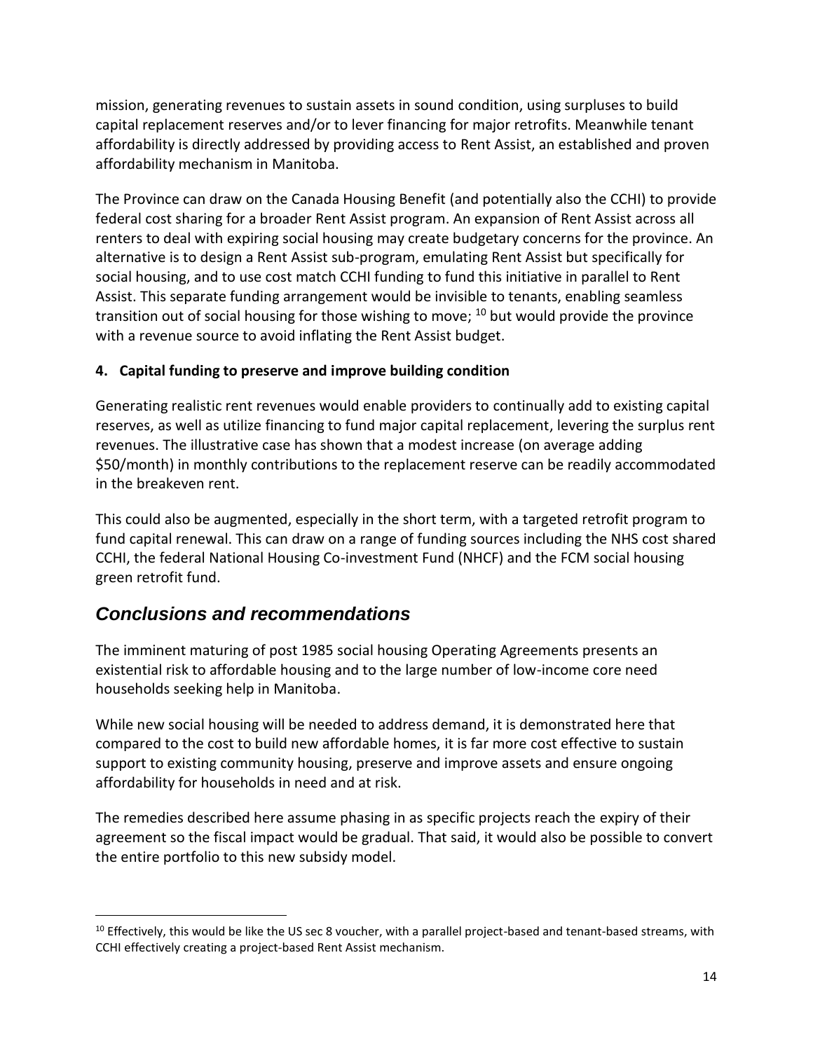mission, generating revenues to sustain assets in sound condition, using surpluses to build capital replacement reserves and/or to lever financing for major retrofits. Meanwhile tenant affordability is directly addressed by providing access to Rent Assist, an established and proven affordability mechanism in Manitoba.

The Province can draw on the Canada Housing Benefit (and potentially also the CCHI) to provide federal cost sharing for a broader Rent Assist program. An expansion of Rent Assist across all renters to deal with expiring social housing may create budgetary concerns for the province. An alternative is to design a Rent Assist sub-program, emulating Rent Assist but specifically for social housing, and to use cost match CCHI funding to fund this initiative in parallel to Rent Assist. This separate funding arrangement would be invisible to tenants, enabling seamless transition out of social housing for those wishing to move; [10] but would provide the province with a revenue source to avoid inflating the Rent Assist budget.

**4. Capital funding to preserve and improve building condition**

Generating realistic rent revenues would enable providers to continually add to existing capital reserves, as well as utilize financing to fund major capital replacement, levering the surplus rent revenues. The illustrative case has shown that a modest increase (on average adding $50/month) in monthly contributions to the replacement reserve can be readily accommodated in the breakeven rent.

This could also be augmented, especially in the short term, with a targeted retrofit program to fund capital renewal. This can draw on a range of funding sources including the NHS cost shared CCHI, the federal National Housing Co-investment Fund (NHCF) and the FCM social housing green retrofit fund.

## *Conclusions and recommendations*

The imminent maturing of post 1985 social housing Operating Agreements presents an existential risk to affordable housing and to the large number of low-income core need households seeking help in Manitoba.

While new social housing will be needed to address demand, it is demonstrated here that compared to the cost to build new affordable homes, it is far more cost effective to sustain support to existing community housing, preserve and improve assets and ensure ongoing affordability for households in need and at risk.

The remedies described here assume phasing in as specific projects reach the expiry of their agreement so the fiscal impact would be gradual. That said, it would also be possible to convert the entire portfolio to this new subsidy model.

---

[10] Effectively, this would be like the US sec 8 voucher, with a parallel project-based and tenant-based streams, with CCHI effectively creating a project-based Rent Assist mechanism.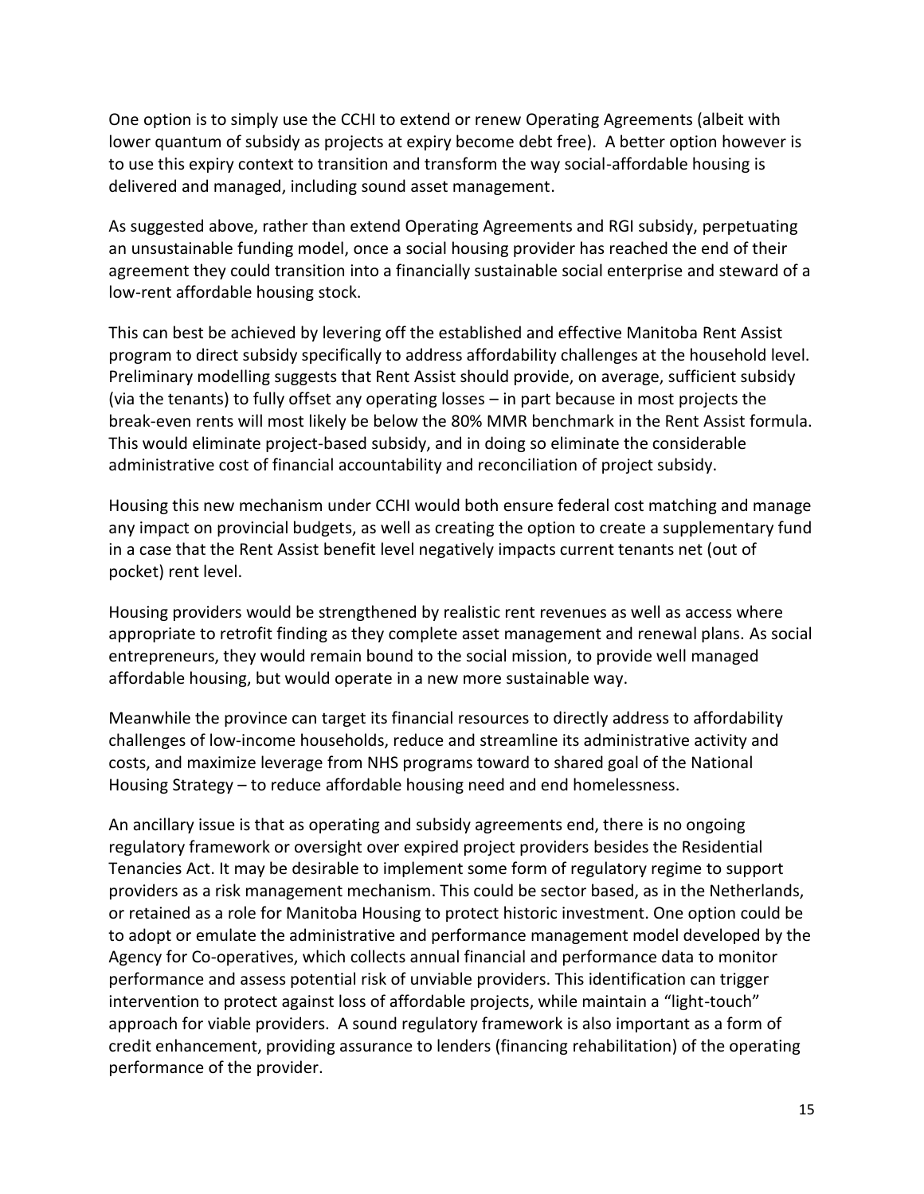One option is to simply use the CCHI to extend or renew Operating Agreements (albeit with lower quantum of subsidy as projects at expiry become debt free). A better option however is to use this expiry context to transition and transform the way social-affordable housing is delivered and managed, including sound asset management.

As suggested above, rather than extend Operating Agreements and RGI subsidy, perpetuating an unsustainable funding model, once a social housing provider has reached the end of their agreement they could transition into a financially sustainable social enterprise and steward of a low-rent affordable housing stock.

This can best be achieved by levering off the established and effective Manitoba Rent Assist program to direct subsidy specifically to address affordability challenges at the household level. Preliminary modelling suggests that Rent Assist should provide, on average, sufficient subsidy (via the tenants) to fully offset any operating losses – in part because in most projects the break-even rents will most likely be below the 80% MMR benchmark in the Rent Assist formula. This would eliminate project-based subsidy, and in doing so eliminate the considerable administrative cost of financial accountability and reconciliation of project subsidy.

Housing this new mechanism under CCHI would both ensure federal cost matching and manage any impact on provincial budgets, as well as creating the option to create a supplementary fund in a case that the Rent Assist benefit level negatively impacts current tenants net (out of pocket) rent level.

Housing providers would be strengthened by realistic rent revenues as well as access where appropriate to retrofit finding as they complete asset management and renewal plans. As social entrepreneurs, they would remain bound to the social mission, to provide well managed affordable housing, but would operate in a new more sustainable way.

Meanwhile the province can target its financial resources to directly address to affordability challenges of low-income households, reduce and streamline its administrative activity and costs, and maximize leverage from NHS programs toward to shared goal of the National Housing Strategy – to reduce affordable housing need and end homelessness.

An ancillary issue is that as operating and subsidy agreements end, there is no ongoing regulatory framework or oversight over expired project providers besides the Residential Tenancies Act. It may be desirable to implement some form of regulatory regime to support providers as a risk management mechanism. This could be sector based, as in the Netherlands, or retained as a role for Manitoba Housing to protect historic investment. One option could be to adopt or emulate the administrative and performance management model developed by the Agency for Co-operatives, which collects annual financial and performance data to monitor performance and assess potential risk of unviable providers. This identification can trigger intervention to protect against loss of affordable projects, while maintain a "light-touch" approach for viable providers. A sound regulatory framework is also important as a form of credit enhancement, providing assurance to lenders (financing rehabilitation) of the operating performance of the provider.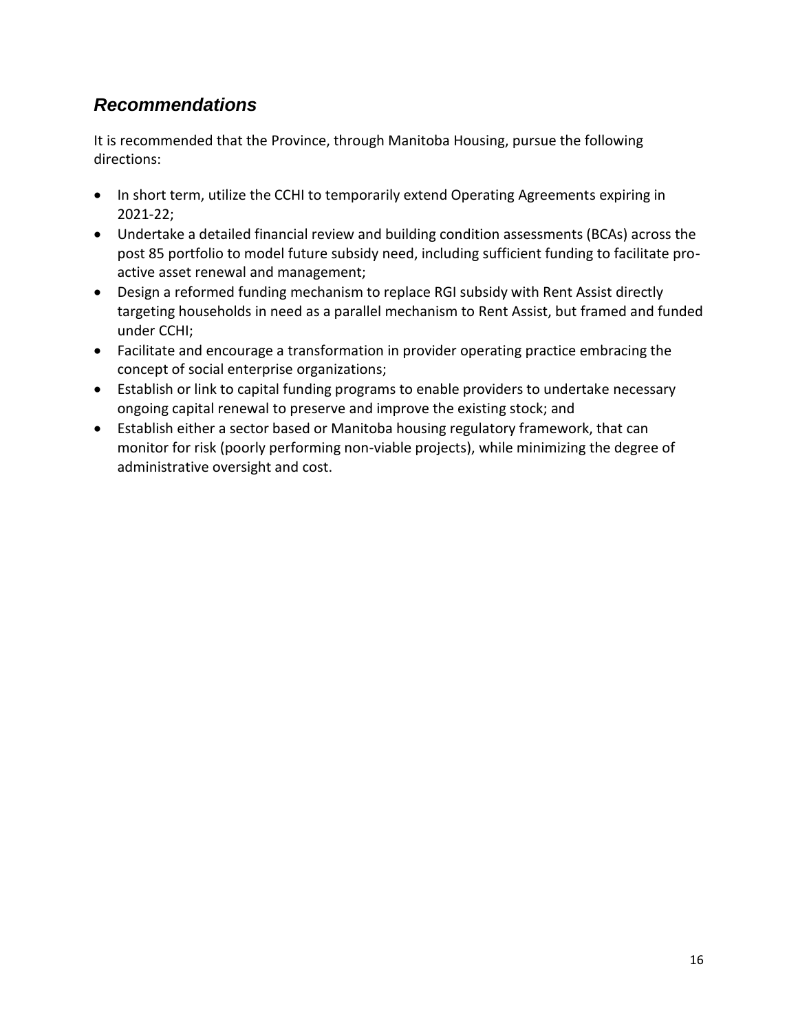## *Recommendations*

It is recommended that the Province, through Manitoba Housing, pursue the following directions:

- In short term, utilize the CCHI to temporarily extend Operating Agreements expiring in 2021-22;
- Undertake a detailed financial review and building condition assessments (BCAs) across the post 85 portfolio to model future subsidy need, including sufficient funding to facilitate pro-active asset renewal and management;
- Design a reformed funding mechanism to replace RGI subsidy with Rent Assist directly targeting households in need as a parallel mechanism to Rent Assist, but framed and funded under CCHI;
- Facilitate and encourage a transformation in provider operating practice embracing the concept of social enterprise organizations;
- Establish or link to capital funding programs to enable providers to undertake necessary ongoing capital renewal to preserve and improve the existing stock; and
- Establish either a sector based or Manitoba housing regulatory framework, that can monitor for risk (poorly performing non-viable projects), while minimizing the degree of administrative oversight and cost.